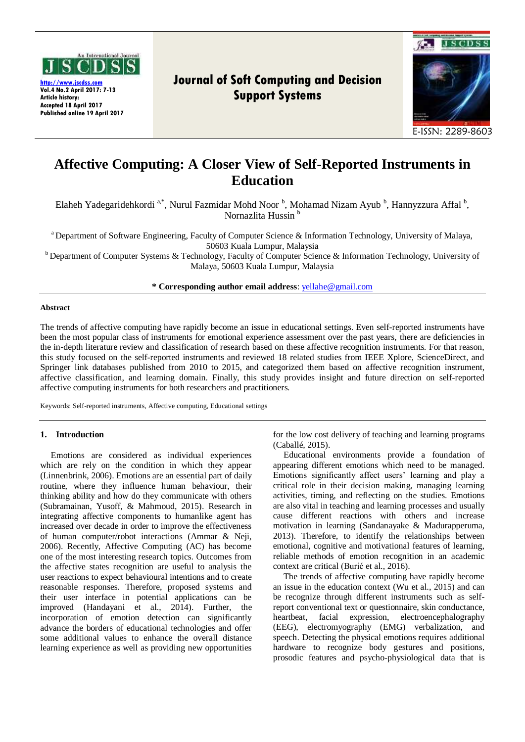Journal of Soft Computing and Decision Support Systems

http://www.jscdss.com
Vol.4 No.2 April 2017: 7-13
Article history:
Accepted 18 April 2017
Published online 19 April 2017

E-ISSN: 2289-8603

# Affective Computing: A Closer View of Self-Reported Instruments in Education

Elaheh Yadegaridehkordi [a,*], Nurul Fazmidar Mohd Noor [b], Mohamad Nizam Ayub [b], Hannyzzura Affal [b], Nornazlita Hussin [b]

[a] Department of Software Engineering, Faculty of Computer Science & Information Technology, University of Malaya, 50603 Kuala Lumpur, Malaysia

[b] Department of Computer Systems & Technology, Faculty of Computer Science & Information Technology, University of Malaya, 50603 Kuala Lumpur, Malaysia

**\* Corresponding author email address**: yellahe@gmail.com

## Abstract

The trends of affective computing have rapidly become an issue in educational settings. Even self-reported instruments have been the most popular class of instruments for emotional experience assessment over the past years, there are deficiencies in the in-depth literature review and classification of research based on these affective recognition instruments. For that reason, this study focused on the self-reported instruments and reviewed 18 related studies from IEEE Xplore, ScienceDirect, and Springer link databases published from 2010 to 2015, and categorized them based on affective recognition instrument, affective classification, and learning domain. Finally, this study provides insight and future direction on self-reported affective computing instruments for both researchers and practitioners.

Keywords: Self-reported instruments, Affective computing, Educational settings

## 1. Introduction

Emotions are considered as individual experiences which are rely on the condition in which they appear (Linnenbrink, 2006). Emotions are an essential part of daily routine, where they influence human behaviour, their thinking ability and how do they communicate with others (Subramainan, Yusoff, & Mahmoud, 2015). Research in integrating affective components to humanlike agent has increased over decade in order to improve the effectiveness of human computer/robot interactions (Ammar & Neji, 2006). Recently, Affective Computing (AC) has become one of the most interesting research topics. Outcomes from the affective states recognition are useful to analysis the user reactions to expect behavioural intentions and to create reasonable responses. Therefore, proposed systems and their user interface in potential applications can be improved (Handayani et al., 2014). Further, the incorporation of emotion detection can significantly advance the borders of educational technologies and offer some additional values to enhance the overall distance learning experience as well as providing new opportunities for the low cost delivery of teaching and learning programs (Caballé, 2015).

Educational environments provide a foundation of appearing different emotions which need to be managed. Emotions significantly affect users' learning and play a critical role in their decision making, managing learning activities, timing, and reflecting on the studies. Emotions are also vital in teaching and learning processes and usually cause different reactions with others and increase motivation in learning (Sandanayake & Madurapperuma, 2013). Therefore, to identify the relationships between emotional, cognitive and motivational features of learning, reliable methods of emotion recognition in an academic context are critical (Burić et al., 2016).

The trends of affective computing have rapidly become an issue in the education context (Wu et al., 2015) and can be recognize through different instruments such as self-report conventional text or questionnaire, skin conductance, heartbeat, facial expression, electroencephalography (EEG), electromyography (EMG) verbalization, and speech. Detecting the physical emotions requires additional hardware to recognize body gestures and positions, prosodic features and psycho-physiological data that is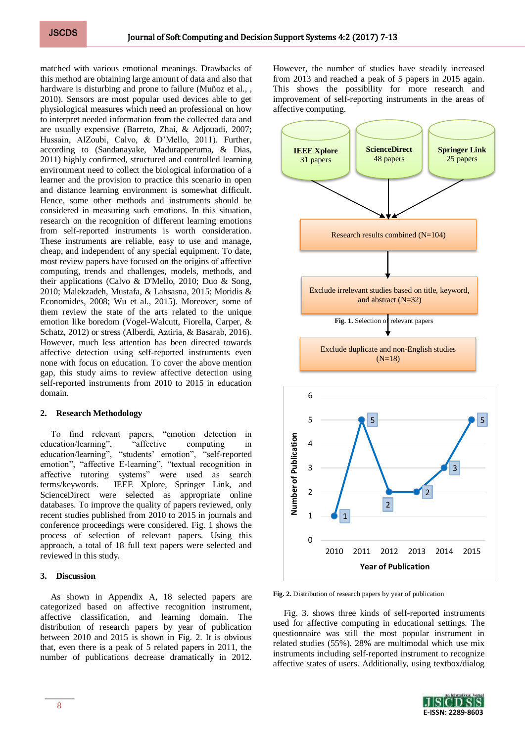matched with various emotional meanings. Drawbacks of this method are obtaining large amount of data and also that hardware is disturbing and prone to failure (Muñoz et al., , 2010). Sensors are most popular used devices able to get physiological measures which need an professional on how to interpret needed information from the collected data and are usually expensive (Barreto, Zhai, & Adjouadi, 2007; Hussain, AlZoubi, Calvo, & D'Mello, 2011). Further, according to (Sandanayake, Madurapperuma, & Dias, 2011) highly confirmed, structured and controlled learning environment need to collect the biological information of a learner and the provision to practice this scenario in open and distance learning environment is somewhat difficult. Hence, some other methods and instruments should be considered in measuring such emotions. In this situation, research on the recognition of different learning emotions from self-reported instruments is worth consideration. These instruments are reliable, easy to use and manage, cheap, and independent of any special equipment. To date, most review papers have focused on the origins of affective computing, trends and challenges, models, methods, and their applications (Calvo & D'Mello, 2010; Duo & Song, 2010; Malekzadeh, Mustafa, & Lahsasna, 2015; Moridis & Economides, 2008; Wu et al., 2015). Moreover, some of them review the state of the arts related to the unique emotion like boredom (Vogel-Walcutt, Fiorella, Carper, & Schatz, 2012) or stress (Alberdi, Aztiria, & Basarab, 2016). However, much less attention has been directed towards affective detection using self-reported instruments even none with focus on education. To cover the above mention gap, this study aims to review affective detection using self-reported instruments from 2010 to 2015 in education domain.

## 2. Research Methodology

To find relevant papers, "emotion detection in education/learning", "affective computing in education/learning", "students' emotion", "self-reported emotion", "affective E-learning", "textual recognition in affective tutoring systems" were used as search terms/keywords. IEEE Xplore, Springer Link, and ScienceDirect were selected as appropriate online databases. To improve the quality of papers reviewed, only recent studies published from 2010 to 2015 in journals and conference proceedings were considered. Fig. 1 shows the process of selection of relevant papers. Using this approach, a total of 18 full text papers were selected and reviewed in this study.

## 3. Discussion

As shown in Appendix A, 18 selected papers are categorized based on affective recognition instrument, affective classification, and learning domain. The distribution of research papers by year of publication between 2010 and 2015 is shown in Fig. 2. It is obvious that, even there is a peak of 5 related papers in 2011, the number of publications decrease dramatically in 2012. However, the number of studies have steadily increased from 2013 and reached a peak of 5 papers in 2015 again. This shows the possibility for more research and improvement of self-reporting instruments in the areas of affective computing.

IEEE Xplore 31 papers; ScienceDirect 48 papers; Springer Link 25 papers → Research results combined (N=104) → Exclude irrelevant studies based on title, keyword, and abstract (N=32) → Exclude duplicate and non-English studies (N=18)

**Fig. 1.** Selection of relevant papers

| Year of Publication | 2010 | 2011 | 2012 | 2013 | 2014 | 2015 |
|---|---|---|---|---|---|---|
| Number of Publication | 1 | 5 | 2 | 2 | 3 | 5 |

**Fig. 2.** Distribution of research papers by year of publication

Fig. 3. shows three kinds of self-reported instruments used for affective computing in educational settings. The questionnaire was still the most popular instrument in related studies (55%). 28% are multimodal which use mix instruments including self-reported instrument to recognize affective states of users. Additionally, using textbox/dialog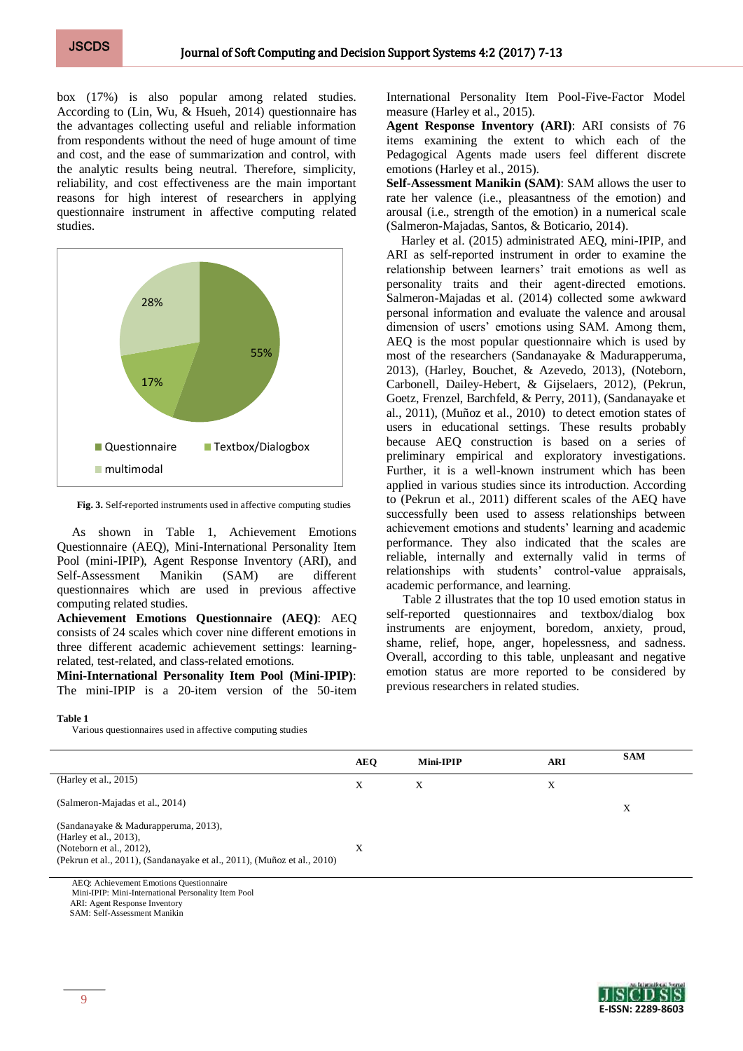box (17%) is also popular among related studies. According to (Lin, Wu, & Hsueh, 2014) questionnaire has the advantages collecting useful and reliable information from respondents without the need of huge amount of time and cost, and the ease of summarization and control, with the analytic results being neutral. Therefore, simplicity, reliability, and cost effectiveness are the main important reasons for high interest of researchers in applying questionnaire instrument in affective computing related studies.

**Fig. 3.** Self-reported instruments used in affective computing studies

As shown in Table 1, Achievement Emotions Questionnaire (AEQ), Mini-International Personality Item Pool (mini-IPIP), Agent Response Inventory (ARI), and Self-Assessment Manikin (SAM) are different questionnaires which are used in previous affective computing related studies.

**Achievement Emotions Questionnaire (AEQ)**: AEQ consists of 24 scales which cover nine different emotions in three different academic achievement settings: learning-related, test-related, and class-related emotions.

**Mini-International Personality Item Pool (Mini-IPIP)**: The mini-IPIP is a 20-item version of the 50-item International Personality Item Pool-Five-Factor Model measure (Harley et al., 2015).

**Agent Response Inventory (ARI)**: ARI consists of 76 items examining the extent to which each of the Pedagogical Agents made users feel different discrete emotions (Harley et al., 2015).

**Self-Assessment Manikin (SAM)**: SAM allows the user to rate her valence (i.e., pleasantness of the emotion) and arousal (i.e., strength of the emotion) in a numerical scale (Salmeron-Majadas, Santos, & Boticario, 2014).

Harley et al. (2015) administrated AEQ, mini-IPIP, and ARI as self-reported instrument in order to examine the relationship between learners' trait emotions as well as personality traits and their agent-directed emotions. Salmeron-Majadas et al. (2014) collected some awkward personal information and evaluate the valence and arousal dimension of users' emotions using SAM. Among them, AEQ is the most popular questionnaire which is used by most of the researchers (Sandanayake & Madurapperuma, 2013), (Harley, Bouchet, & Azevedo, 2013), (Noteborn, Carbonell, Dailey-Hebert, & Gijselaers, 2012), (Pekrun, Goetz, Frenzel, Barchfeld, & Perry, 2011), (Sandanayake et al., 2011), (Muñoz et al., 2010) to detect emotion states of users in educational settings. These results probably because AEQ construction is based on a series of preliminary empirical and exploratory investigations. Further, it is a well-known instrument which has been applied in various studies since its introduction. According to (Pekrun et al., 2011) different scales of the AEQ have successfully been used to assess relationships between achievement emotions and students' learning and academic performance. They also indicated that the scales are reliable, internally and externally valid in terms of relationships with students' control-value appraisals, academic performance, and learning.

Table 2 illustrates that the top 10 used emotion status in self-reported questionnaires and textbox/dialog box instruments are enjoyment, boredom, anxiety, proud, shame, relief, hope, anger, hopelessness, and sadness. Overall, according to this table, unpleasant and negative emotion status are more reported to be considered by previous researchers in related studies.

**Table 1**

Various questionnaires used in affective computing studies

| | AEQ | Mini-IPIP | ARI | SAM |
|---|---|---|---|---|
| (Harley et al., 2015) | X | X | X | |
| (Salmeron-Majadas et al., 2014) | | | | X |
| (Sandanayake & Madurapperuma, 2013), (Harley et al., 2013), (Noteborn et al., 2012), (Pekrun et al., 2011), (Sandanayake et al., 2011), (Muñoz et al., 2010) | X | | | |

AEQ: Achievement Emotions Questionnaire
Mini-IPIP: Mini-International Personality Item Pool
ARI: Agent Response Inventory
SAM: Self-Assessment Manikin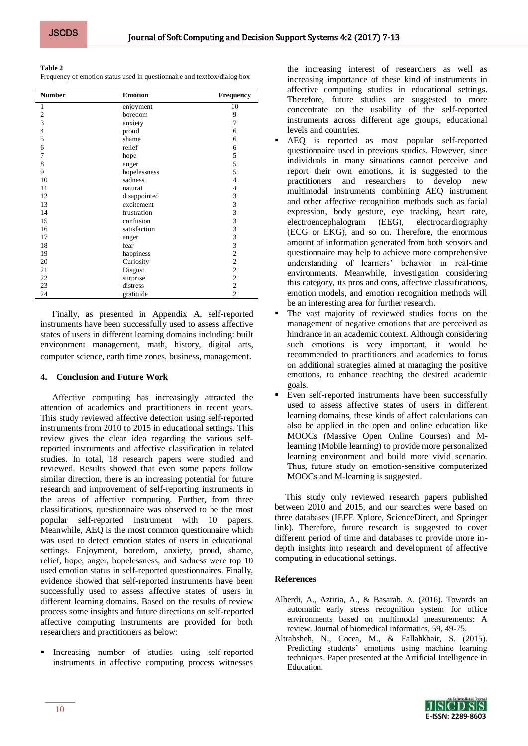**Table 2**
Frequency of emotion status used in questionnaire and textbox/dialog box

| Number | Emotion | Frequency |
|---|---|---|
| 1 | enjoyment | 10 |
| 2 | boredom | 9 |
| 3 | anxiety | 7 |
| 4 | proud | 6 |
| 5 | shame | 6 |
| 6 | relief | 6 |
| 7 | hope | 5 |
| 8 | anger | 5 |
| 9 | hopelessness | 5 |
| 10 | sadness | 4 |
| 11 | natural | 4 |
| 12 | disappointed | 3 |
| 13 | excitement | 3 |
| 14 | frustration | 3 |
| 15 | confusion | 3 |
| 16 | satisfaction | 3 |
| 17 | anger | 3 |
| 18 | fear | 3 |
| 19 | happiness | 2 |
| 20 | Curiosity | 2 |
| 21 | Disgust | 2 |
| 22 | surprise | 2 |
| 23 | distress | 2 |
| 24 | gratitude | 2 |

Finally, as presented in Appendix A, self-reported instruments have been successfully used to assess affective states of users in different learning domains including: built environment management, math, history, digital arts, computer science, earth time zones, business, management.

## 4. Conclusion and Future Work

Affective computing has increasingly attracted the attention of academics and practitioners in recent years. This study reviewed affective detection using self-reported instruments from 2010 to 2015 in educational settings. This review gives the clear idea regarding the various self-reported instruments and affective classification in related studies. In total, 18 research papers were studied and reviewed. Results showed that even some papers follow similar direction, there is an increasing potential for future research and improvement of self-reporting instruments in the areas of affective computing. Further, from three classifications, questionnaire was observed to be the most popular self-reported instrument with 10 papers. Meanwhile, AEQ is the most common questionnaire which was used to detect emotion states of users in educational settings. Enjoyment, boredom, anxiety, proud, shame, relief, hope, anger, hopelessness, and sadness were top 10 used emotion status in self-reported questionnaires. Finally, evidence showed that self-reported instruments have been successfully used to assess affective states of users in different learning domains. Based on the results of review process some insights and future directions on self-reported affective computing instruments are provided for both researchers and practitioners as below:

- Increasing number of studies using self-reported instruments in affective computing process witnesses the increasing interest of researchers as well as increasing importance of these kind of instruments in affective computing studies in educational settings. Therefore, future studies are suggested to more concentrate on the usability of the self-reported instruments across different age groups, educational levels and countries.
- AEQ is reported as most popular self-reported questionnaire used in previous studies. However, since individuals in many situations cannot perceive and report their own emotions, it is suggested to the practitioners and researchers to develop new multimodal instruments combining AEQ instrument and other affective recognition methods such as facial expression, body gesture, eye tracking, heart rate, electroencephalogram (EEG), electrocardiography (ECG or EKG), and so on. Therefore, the enormous amount of information generated from both sensors and questionnaire may help to achieve more comprehensive understanding of learners' behavior in real-time environments. Meanwhile, investigation considering this category, its pros and cons, affective classifications, emotion models, and emotion recognition methods will be an interesting area for further research.
- The vast majority of reviewed studies focus on the management of negative emotions that are perceived as hindrance in an academic context. Although considering such emotions is very important, it would be recommended to practitioners and academics to focus on additional strategies aimed at managing the positive emotions, to enhance reaching the desired academic goals.
- Even self-reported instruments have been successfully used to assess affective states of users in different learning domains, these kinds of affect calculations can also be applied in the open and online education like MOOCs (Massive Open Online Courses) and M-learning (Mobile learning) to provide more personalized learning environment and build more vivid scenario. Thus, future study on emotion-sensitive computerized MOOCs and M-learning is suggested.

This study only reviewed research papers published between 2010 and 2015, and our searches were based on three databases (IEEE Xplore, ScienceDirect, and Springer link). Therefore, future research is suggested to cover different period of time and databases to provide more in-depth insights into research and development of affective computing in educational settings.

## References

Alberdi, A., Aztiria, A., & Basarab, A. (2016). Towards an automatic early stress recognition system for office environments based on multimodal measurements: A review. Journal of biomedical informatics, 59, 49-75.

Altrabsheh, N., Cocea, M., & Fallahkhair, S. (2015). Predicting students' emotions using machine learning techniques. Paper presented at the Artificial Intelligence in Education.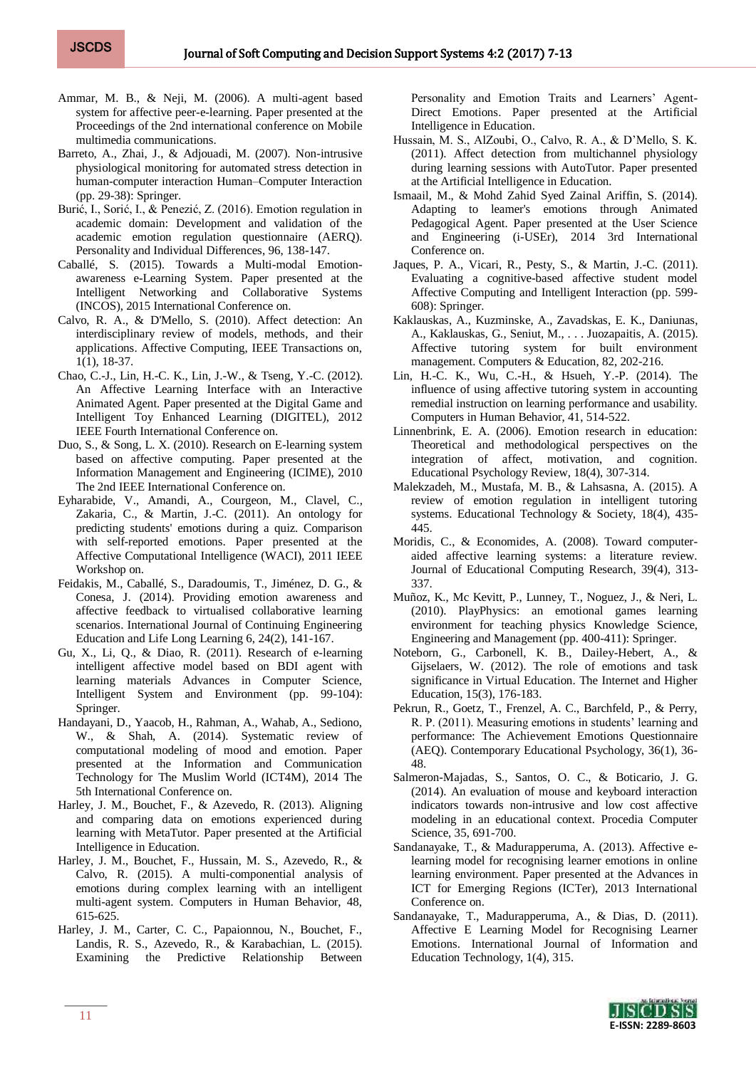Ammar, M. B., & Neji, M. (2006). A multi-agent based system for affective peer-e-learning. Paper presented at the Proceedings of the 2nd international conference on Mobile multimedia communications.

Barreto, A., Zhai, J., & Adjouadi, M. (2007). Non-intrusive physiological monitoring for automated stress detection in human-computer interaction Human–Computer Interaction (pp. 29-38): Springer.

Burić, I., Sorić, I., & Penezić, Z. (2016). Emotion regulation in academic domain: Development and validation of the academic emotion regulation questionnaire (AERQ). Personality and Individual Differences, 96, 138-147.

Caballé, S. (2015). Towards a Multi-modal Emotion-awareness e-Learning System. Paper presented at the Intelligent Networking and Collaborative Systems (INCOS), 2015 International Conference on.

Calvo, R. A., & D'Mello, S. (2010). Affect detection: An interdisciplinary review of models, methods, and their applications. Affective Computing, IEEE Transactions on, 1(1), 18-37.

Chao, C.-J., Lin, H.-C. K., Lin, J.-W., & Tseng, Y.-C. (2012). An Affective Learning Interface with an Interactive Animated Agent. Paper presented at the Digital Game and Intelligent Toy Enhanced Learning (DIGITEL), 2012 IEEE Fourth International Conference on.

Duo, S., & Song, L. X. (2010). Research on E-learning system based on affective computing. Paper presented at the Information Management and Engineering (ICIME), 2010 The 2nd IEEE International Conference on.

Eyharabide, V., Amandi, A., Courgeon, M., Clavel, C., Zakaria, C., & Martin, J.-C. (2011). An ontology for predicting students' emotions during a quiz. Comparison with self-reported emotions. Paper presented at the Affective Computational Intelligence (WACI), 2011 IEEE Workshop on.

Feidakis, M., Caballé, S., Daradoumis, T., Jiménez, D. G., & Conesa, J. (2014). Providing emotion awareness and affective feedback to virtualised collaborative learning scenarios. International Journal of Continuing Engineering Education and Life Long Learning 6, 24(2), 141-167.

Gu, X., Li, Q., & Diao, R. (2011). Research of e-learning intelligent affective model based on BDI agent with learning materials Advances in Computer Science, Intelligent System and Environment (pp. 99-104): Springer.

Handayani, D., Yaacob, H., Rahman, A., Wahab, A., Sediono, W., & Shah, A. (2014). Systematic review of computational modeling of mood and emotion. Paper presented at the Information and Communication Technology for The Muslim World (ICT4M), 2014 The 5th International Conference on.

Harley, J. M., Bouchet, F., & Azevedo, R. (2013). Aligning and comparing data on emotions experienced during learning with MetaTutor. Paper presented at the Artificial Intelligence in Education.

Harley, J. M., Bouchet, F., Hussain, M. S., Azevedo, R., & Calvo, R. (2015). A multi-componential analysis of emotions during complex learning with an intelligent multi-agent system. Computers in Human Behavior, 48, 615-625.

Harley, J. M., Carter, C. C., Papaionnou, N., Bouchet, F., Landis, R. S., Azevedo, R., & Karabachian, L. (2015). Examining the Predictive Relationship Between Personality and Emotion Traits and Learners' Agent-Direct Emotions. Paper presented at the Artificial Intelligence in Education.

Hussain, M. S., AlZoubi, O., Calvo, R. A., & D'Mello, S. K. (2011). Affect detection from multichannel physiology during learning sessions with AutoTutor. Paper presented at the Artificial Intelligence in Education.

Ismaail, M., & Mohd Zahid Syed Zainal Ariffin, S. (2014). Adapting to leamer's emotions through Animated Pedagogical Agent. Paper presented at the User Science and Engineering (i-USEr), 2014 3rd International Conference on.

Jaques, P. A., Vicari, R., Pesty, S., & Martin, J.-C. (2011). Evaluating a cognitive-based affective student model Affective Computing and Intelligent Interaction (pp. 599-608): Springer.

Kaklauskas, A., Kuzminske, A., Zavadskas, E. K., Daniunas, A., Kaklauskas, G., Seniut, M., . . . Juzopaitis, A. (2015). Affective tutoring system for built environment management. Computers & Education, 82, 202-216.

Lin, H.-C. K., Wu, C.-H., & Hsueh, Y.-P. (2014). The influence of using affective tutoring system in accounting remedial instruction on learning performance and usability. Computers in Human Behavior, 41, 514-522.

Linnenbrink, E. A. (2006). Emotion research in education: Theoretical and methodological perspectives on the integration of affect, motivation, and cognition. Educational Psychology Review, 18(4), 307-314.

Malekzadeh, M., Mustafa, M. B., & Lahsasna, A. (2015). A review of emotion regulation in intelligent tutoring systems. Educational Technology & Society, 18(4), 435-445.

Moridis, C., & Economides, A. (2008). Toward computer-aided affective learning systems: a literature review. Journal of Educational Computing Research, 39(4), 313-337.

Muñoz, K., Mc Kevitt, P., Lunney, T., Noguez, J., & Neri, L. (2010). PlayPhysics: an emotional games learning environment for teaching physics Knowledge Science, Engineering and Management (pp. 400-411): Springer.

Noteborn, G., Carbonell, K. B., Dailey-Hebert, A., & Gijselaers, W. (2012). The role of emotions and task significance in Virtual Education. The Internet and Higher Education, 15(3), 176-183.

Pekrun, R., Goetz, T., Frenzel, A. C., Barchfeld, P., & Perry, R. P. (2011). Measuring emotions in students' learning and performance: The Achievement Emotions Questionnaire (AEQ). Contemporary Educational Psychology, 36(1), 36-48.

Salmeron-Majadas, S., Santos, O. C., & Boticario, J. G. (2014). An evaluation of mouse and keyboard interaction indicators towards non-intrusive and low cost affective modeling in an educational context. Procedia Computer Science, 35, 691-700.

Sandanayake, T., & Madurapperuma, A. (2013). Affective e-learning model for recognising learner emotions in online learning environment. Paper presented at the Advances in ICT for Emerging Regions (ICTer), 2013 International Conference on.

Sandanayake, T., Madurapperuma, A., & Dias, D. (2011). Affective E Learning Model for Recognising Learner Emotions. International Journal of Information and Education Technology, 1(4), 315.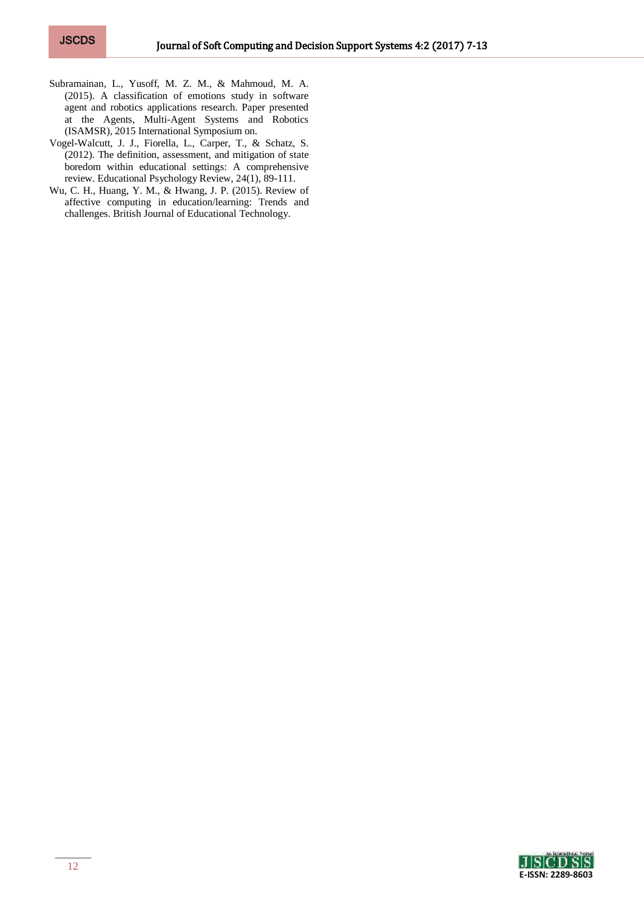Subramainan, L., Yusoff, M. Z. M., & Mahmoud, M. A. (2015). A classification of emotions study in software agent and robotics applications research. Paper presented at the Agents, Multi-Agent Systems and Robotics (ISAMSR), 2015 International Symposium on.

Vogel-Walcutt, J. J., Fiorella, L., Carper, T., & Schatz, S. (2012). The definition, assessment, and mitigation of state boredom within educational settings: A comprehensive review. Educational Psychology Review, 24(1), 89-111.

Wu, C. H., Huang, Y. M., & Hwang, J. P. (2015). Review of affective computing in education/learning: Trends and challenges. British Journal of Educational Technology.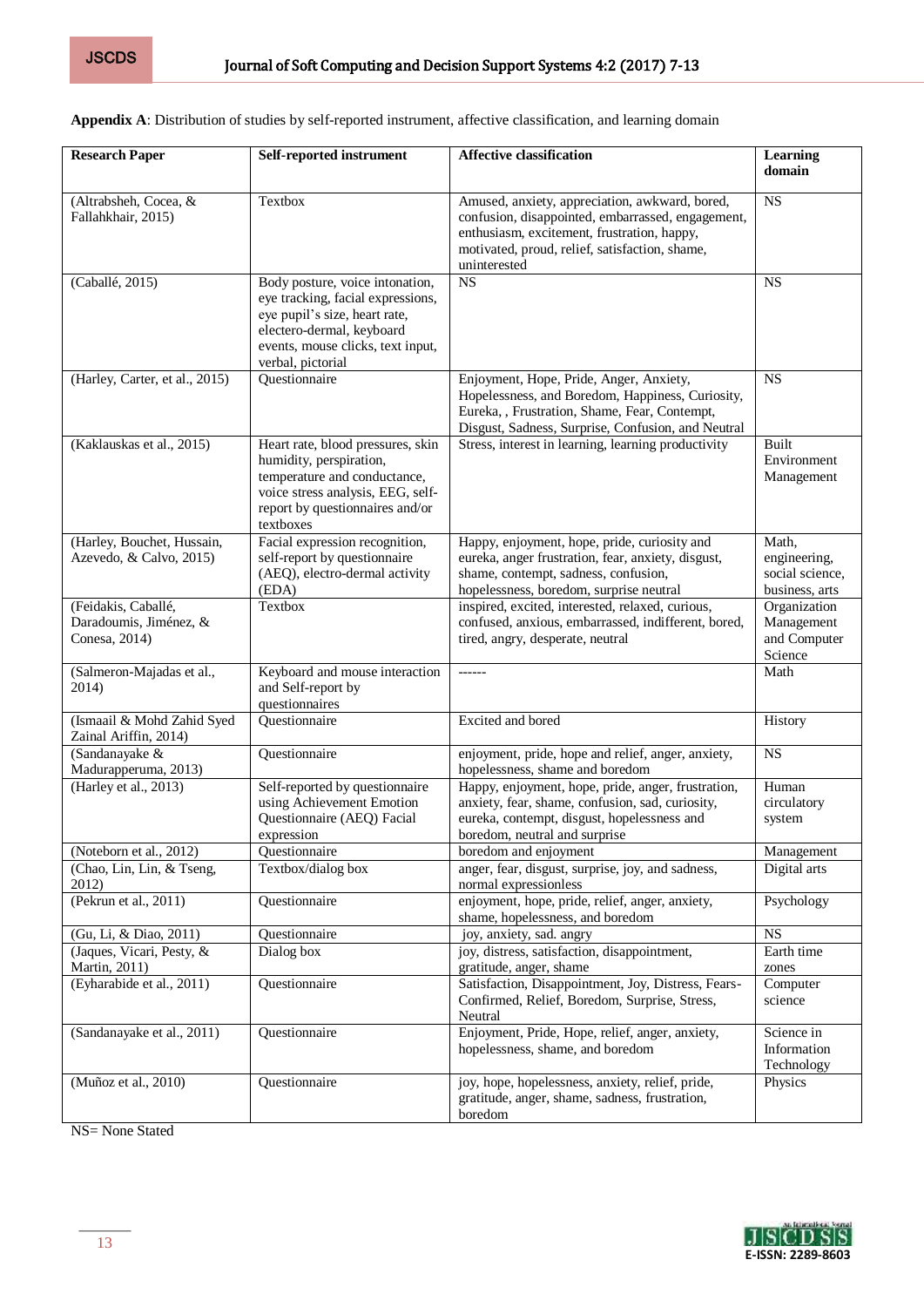**Appendix A**: Distribution of studies by self-reported instrument, affective classification, and learning domain

| Research Paper | Self-reported instrument | Affective classification | Learning domain |
|---|---|---|---|
| (Altrabsheh, Cocea, & Fallahkhair, 2015) | Textbox | Amused, anxiety, appreciation, awkward, bored, confusion, disappointed, embarrassed, engagement, enthusiasm, excitement, frustration, happy, motivated, proud, relief, satisfaction, shame, uninterested | NS |
| (Caballé, 2015) | Body posture, voice intonation, eye tracking, facial expressions, eye pupil's size, heart rate, electero-dermal, keyboard events, mouse clicks, text input, verbal, pictorial | NS | NS |
| (Harley, Carter, et al., 2015) | Questionnaire | Enjoyment, Hope, Pride, Anger, Anxiety, Hopelessness, and Boredom, Happiness, Curiosity, Eureka, , Frustration, Shame, Fear, Contempt, Disgust, Sadness, Surprise, Confusion, and Neutral | NS |
| (Kaklauskas et al., 2015) | Heart rate, blood pressures, skin humidity, perspiration, temperature and conductance, voice stress analysis, EEG, self-report by questionnaires and/or textboxes | Stress, interest in learning, learning productivity | Built Environment Management |
| (Harley, Bouchet, Hussain, Azevedo, & Calvo, 2015) | Facial expression recognition, self-report by questionnaire (AEQ), electro-dermal activity (EDA) | Happy, enjoyment, hope, pride, curiosity and eureka, anger frustration, fear, anxiety, disgust, shame, contempt, sadness, confusion, hopelessness, boredom, surprise neutral | Math, engineering, social science, business, arts |
| (Feidakis, Caballé, Daradoumis, Jiménez, & Conesa, 2014) | Textbox | inspired, excited, interested, relaxed, curious, confused, anxious, embarrassed, indifferent, bored, tired, angry, desperate, neutral | Organization Management and Computer Science |
| (Salmeron-Majadas et al., 2014) | Keyboard and mouse interaction and Self-report by questionnaires | ------ | Math |
| (Ismaail & Mohd Zahid Syed Zainal Ariffin, 2014) | Questionnaire | Excited and bored | History |
| (Sandanayake & Madurapperuma, 2013) | Questionnaire | enjoyment, pride, hope and relief, anger, anxiety, hopelessness, shame and boredom | NS |
| (Harley et al., 2013) | Self-reported by questionnaire using Achievement Emotion Questionnaire (AEQ) Facial expression | Happy, enjoyment, hope, pride, anger, frustration, anxiety, fear, shame, confusion, sad, curiosity, eureka, contempt, disgust, hopelessness and boredom, neutral and surprise | Human circulatory system |
| (Noteborn et al., 2012) | Questionnaire | boredom and enjoyment | Management |
| (Chao, Lin, Lin, & Tseng, 2012) | Textbox/dialog box | anger, fear, disgust, surprise, joy, and sadness, normal expressionless | Digital arts |
| (Pekrun et al., 2011) | Questionnaire | enjoyment, hope, pride, relief, anger, anxiety, shame, hopelessness, and boredom | Psychology |
| (Gu, Li, & Diao, 2011) | Questionnaire | joy, anxiety, sad. angry | NS |
| (Jaques, Vicari, Pesty, & Martin, 2011) | Dialog box | joy, distress, satisfaction, disappointment, gratitude, anger, shame | Earth time zones |
| (Eyharabide et al., 2011) | Questionnaire | Satisfaction, Disappointment, Joy, Distress, Fears-Confirmed, Relief, Boredom, Surprise, Stress, Neutral | Computer science |
| (Sandanayake et al., 2011) | Questionnaire | Enjoyment, Pride, Hope, relief, anger, anxiety, hopelessness, shame, and boredom | Science in Information Technology |
| (Muñoz et al., 2010) | Questionnaire | joy, hope, hopelessness, anxiety, relief, pride, gratitude, anger, shame, sadness, frustration, boredom | Physics |

NS= None Stated